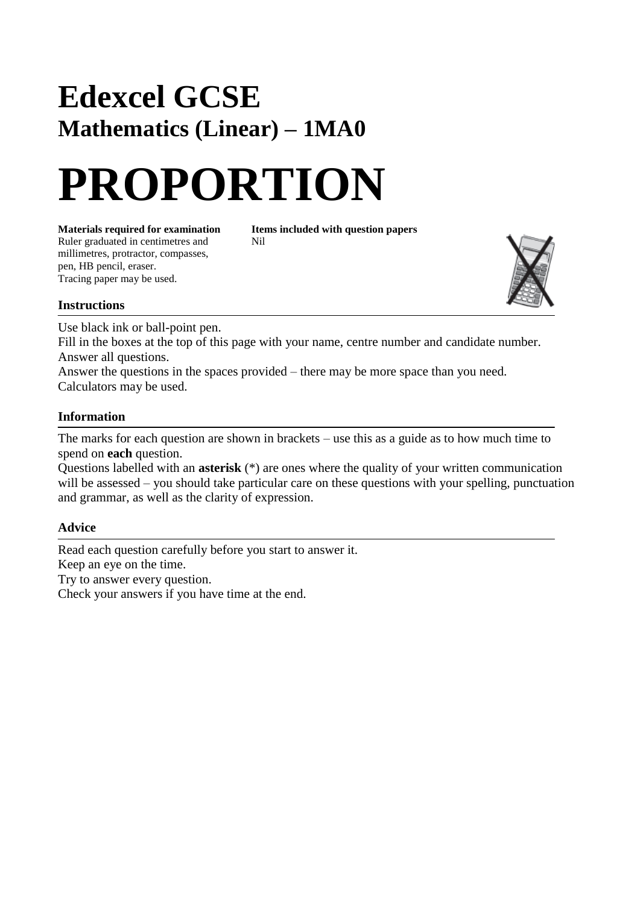# Edexcel GCSE

## Mathematics (Linear) – 1MA0

# PROPORTION

**Materials required for examination**
Ruler graduated in centimetres and millimetres, protractor, compasses, pen, HB pencil, eraser.
Tracing paper may be used.

**Items included with question papers**
Nil

### Instructions

Use black ink or ball-point pen.
Fill in the boxes at the top of this page with your name, centre number and candidate number.
Answer all questions.
Answer the questions in the spaces provided – there may be more space than you need.
Calculators may be used.

### Information

The marks for each question are shown in brackets – use this as a guide as to how much time to spend on **each** question.
Questions labelled with an **asterisk** (*) are ones where the quality of your written communication will be assessed – you should take particular care on these questions with your spelling, punctuation and grammar, as well as the clarity of expression.

### Advice

Read each question carefully before you start to answer it.
Keep an eye on the time.
Try to answer every question.
Check your answers if you have time at the end.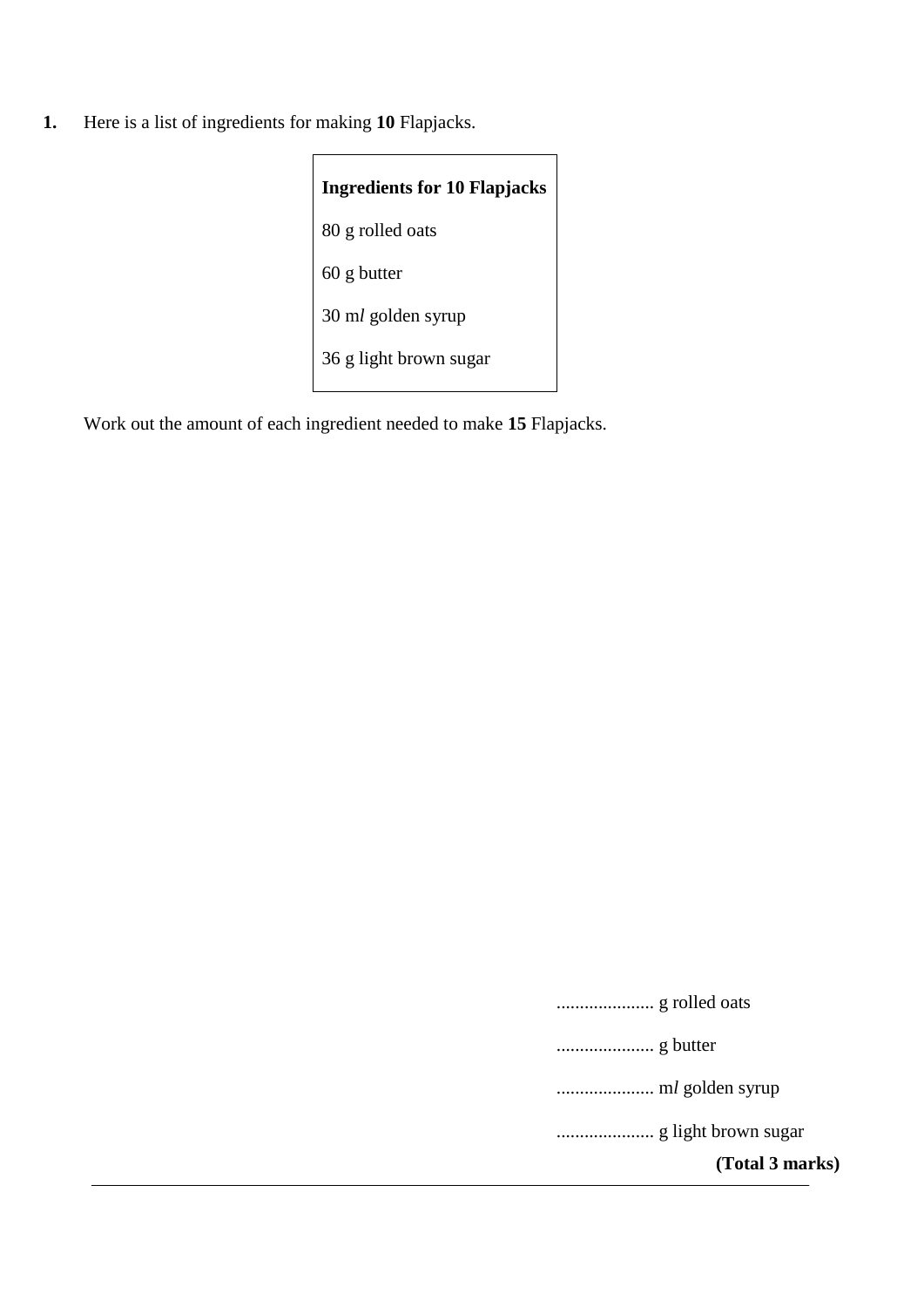**1.** Here is a list of ingredients for making **10** Flapjacks.

| **Ingredients for 10 Flapjacks** |
| --- |
| 80 g rolled oats |
| 60 g butter |
| 30 m*l* golden syrup |
| 36 g light brown sugar |

Work out the amount of each ingredient needed to make **15** Flapjacks.

..................... g rolled oats

..................... g butter

..................... m*l* golden syrup

..................... g light brown sugar

**(Total 3 marks)**

---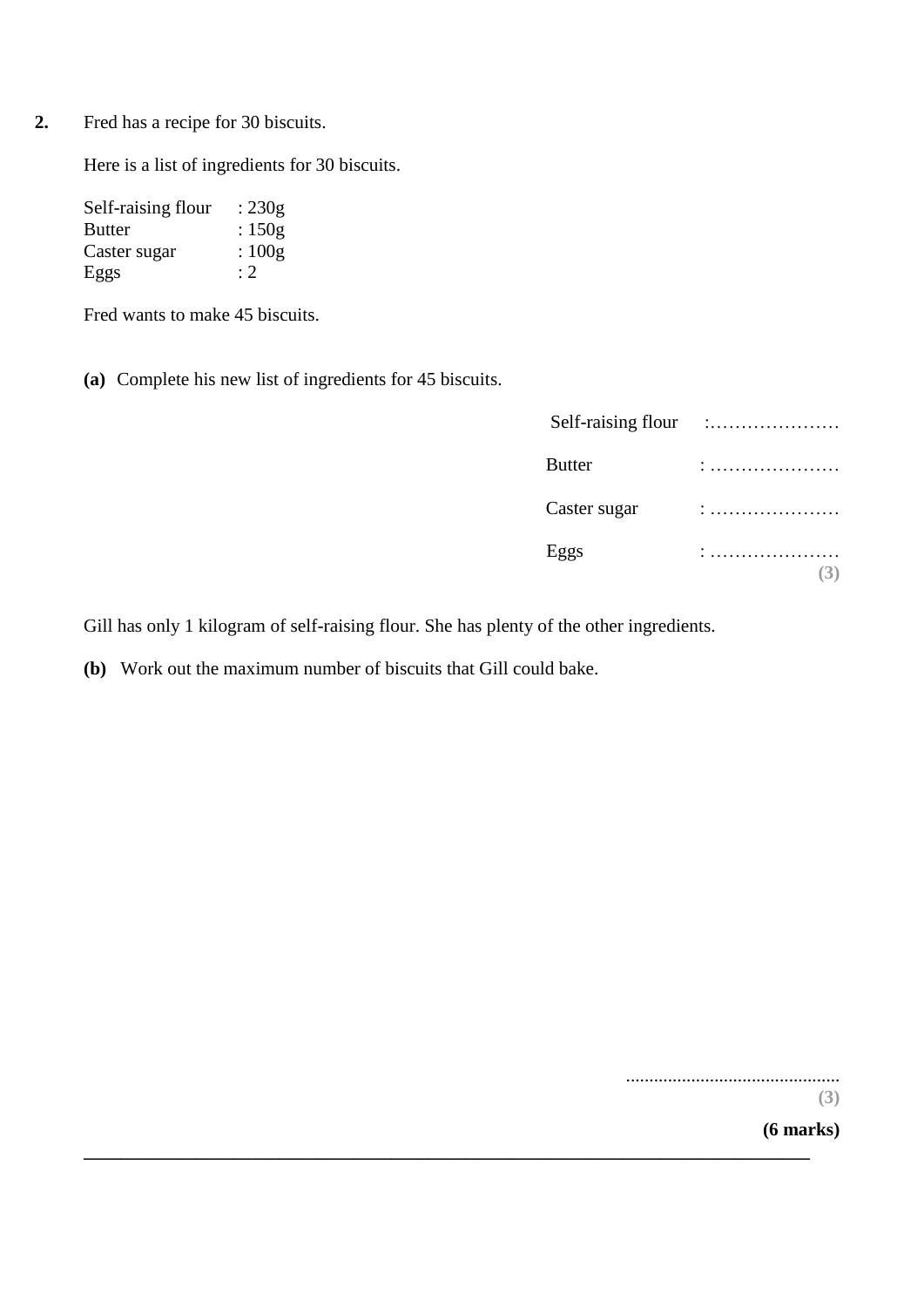**2.** Fred has a recipe for 30 biscuits.

Here is a list of ingredients for 30 biscuits.

| | |
|---|---|
| Self-raising flour | : 230g |
| Butter | : 150g |
| Caster sugar | : 100g |
| Eggs | : 2 |

Fred wants to make 45 biscuits.

**(a)** Complete his new list of ingredients for 45 biscuits.

| | |
|---|---|
| Self-raising flour | :………………… |
| Butter | : ………………… |
| Caster sugar | : ………………… |
| Eggs | : ………………… |

**(3)**

Gill has only 1 kilogram of self-raising flour. She has plenty of the other ingredients.

**(b)** Work out the maximum number of biscuits that Gill could bake.

..............................................

**(3)**

**(6 marks)**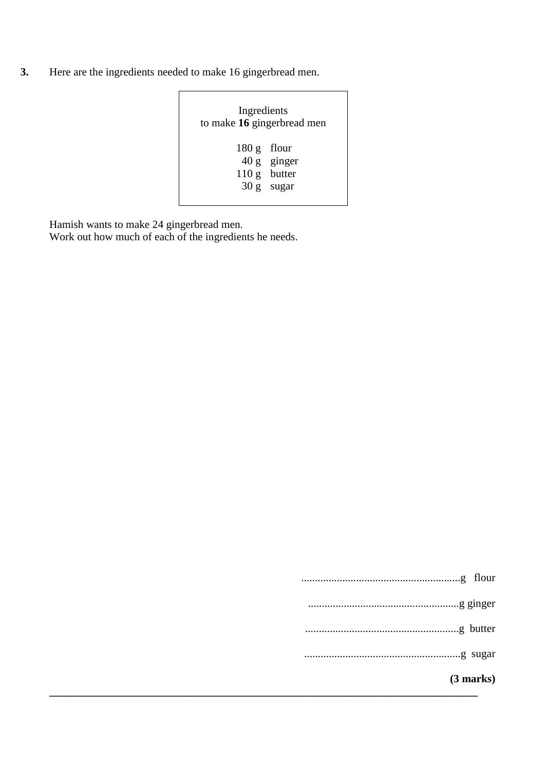**3.** Here are the ingredients needed to make 16 gingerbread men.

| Ingredients to make **16** gingerbread men | |
|---|---|
| 180 g | flour |
| 40 g | ginger |
| 110 g | butter |
| 30 g | sugar |

Hamish wants to make 24 gingerbread men.
Work out how much of each of the ingredients he needs.

..........................................................g flour

.......................................................g ginger

........................................................g butter

.........................................................g sugar

**(3 marks)**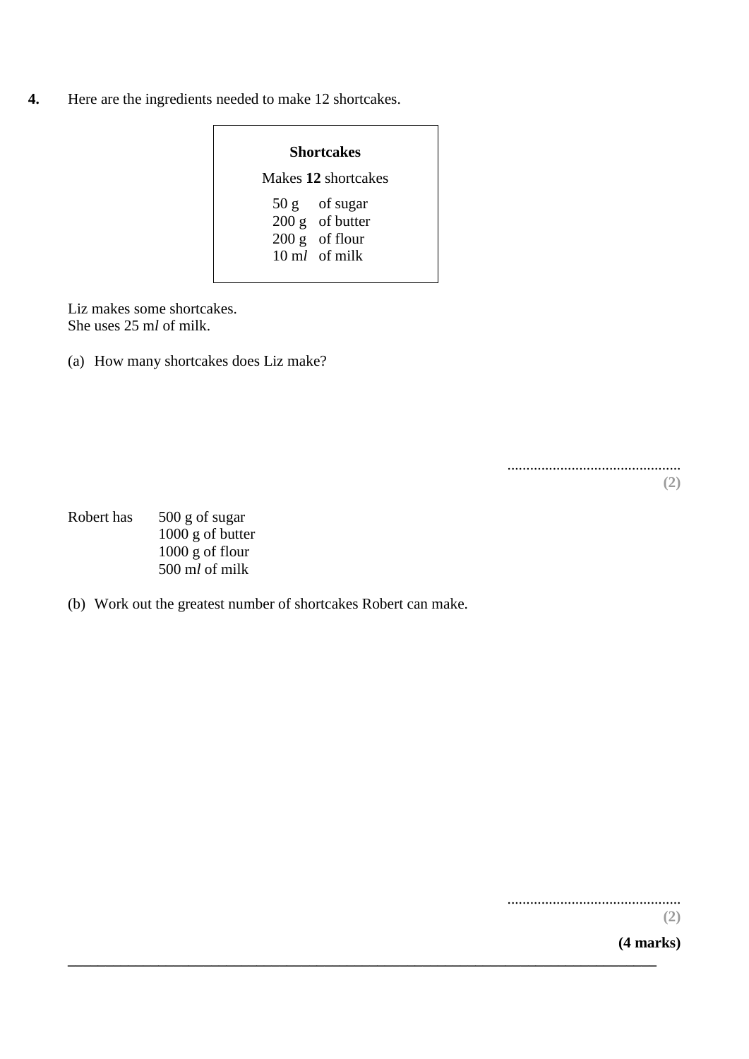**4.** Here are the ingredients needed to make 12 shortcakes.

| **Shortcakes** | |
|---|---|
| Makes **12** shortcakes | |
| 50 g | of sugar |
| 200 g | of butter |
| 200 g | of flour |
| 10 m*l* | of milk |

Liz makes some shortcakes.
She uses 25 m*l* of milk.

(a) How many shortcakes does Liz make?

..............................................
**(2)**

Robert has 500 g of sugar
1000 g of butter
1000 g of flour
500 m*l* of milk

(b) Work out the greatest number of shortcakes Robert can make.

..............................................
**(2)**

**(4 marks)**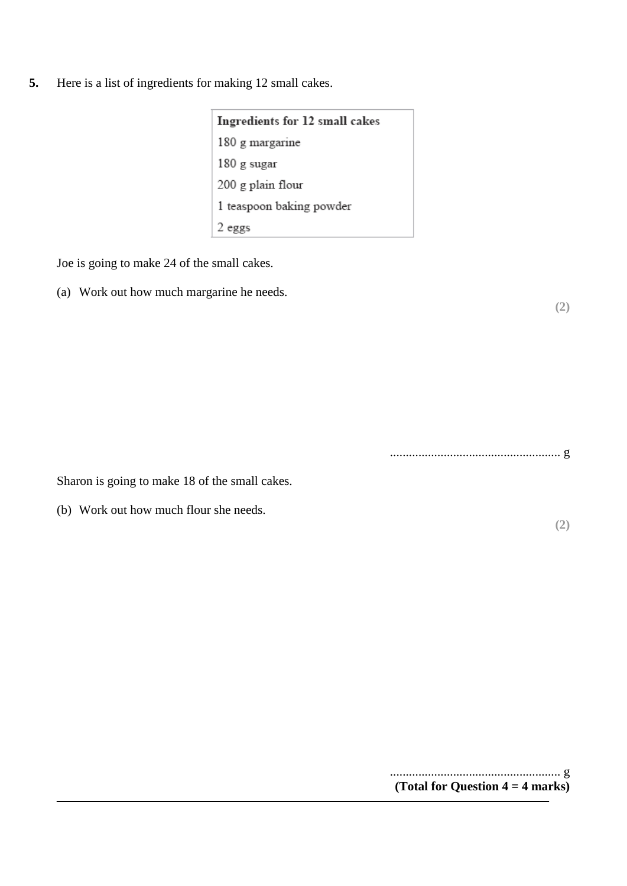**5.** Here is a list of ingredients for making 12 small cakes.

| Ingredients for 12 small cakes |
| --- |
| 180 g margarine |
| 180 g sugar |
| 200 g plain flour |
| 1 teaspoon baking powder |
| 2 eggs |

Joe is going to make 24 of the small cakes.

(a) Work out how much margarine he needs.

**(2)**

...................................................... g

Sharon is going to make 18 of the small cakes.

(b) Work out how much flour she needs.

**(2)**

...................................................... g

**(Total for Question 4 = 4 marks)**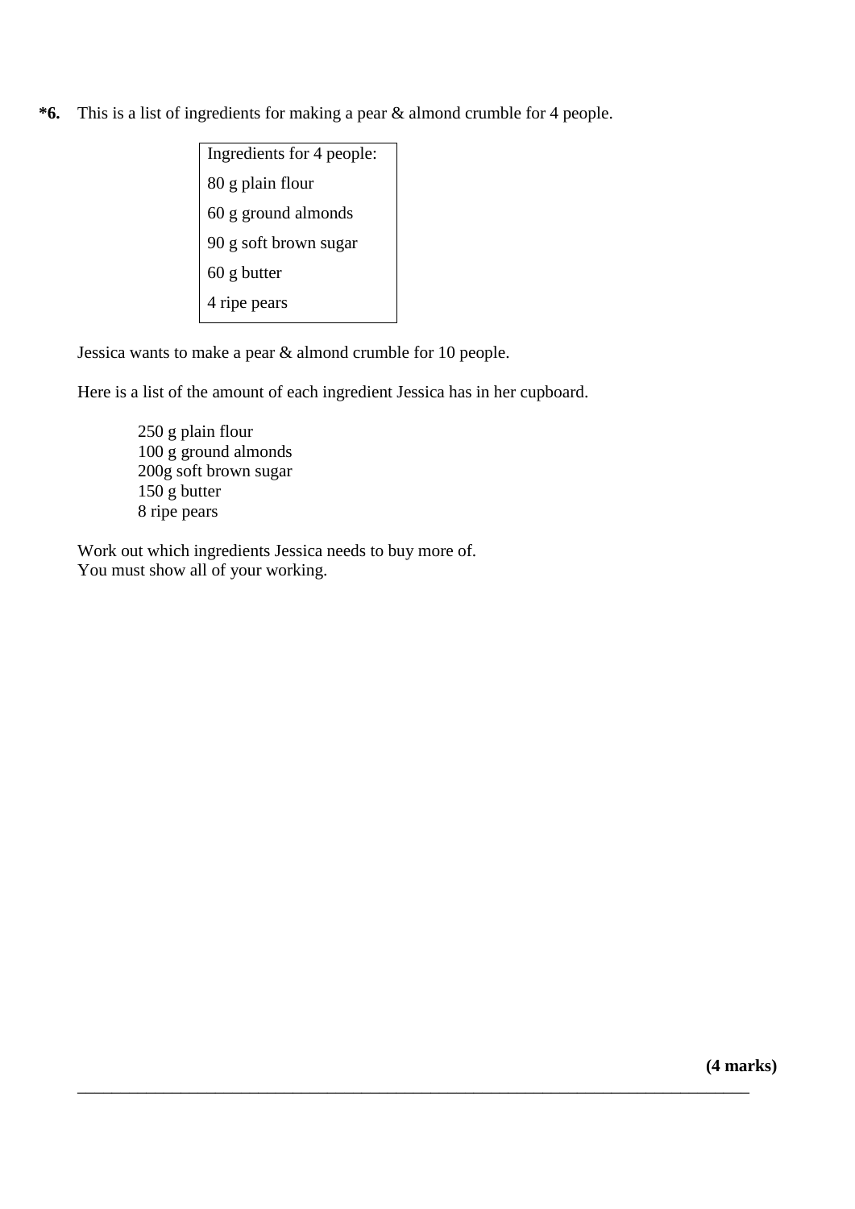**\*6.** This is a list of ingredients for making a pear & almond crumble for 4 people.

| Ingredients for 4 people: |
|---|
| 80 g plain flour |
| 60 g ground almonds |
| 90 g soft brown sugar |
| 60 g butter |
| 4 ripe pears |

Jessica wants to make a pear & almond crumble for 10 people.

Here is a list of the amount of each ingredient Jessica has in her cupboard.

250 g plain flour
100 g ground almonds
200g soft brown sugar
150 g butter
8 ripe pears

Work out which ingredients Jessica needs to buy more of.
You must show all of your working.

**(4 marks)**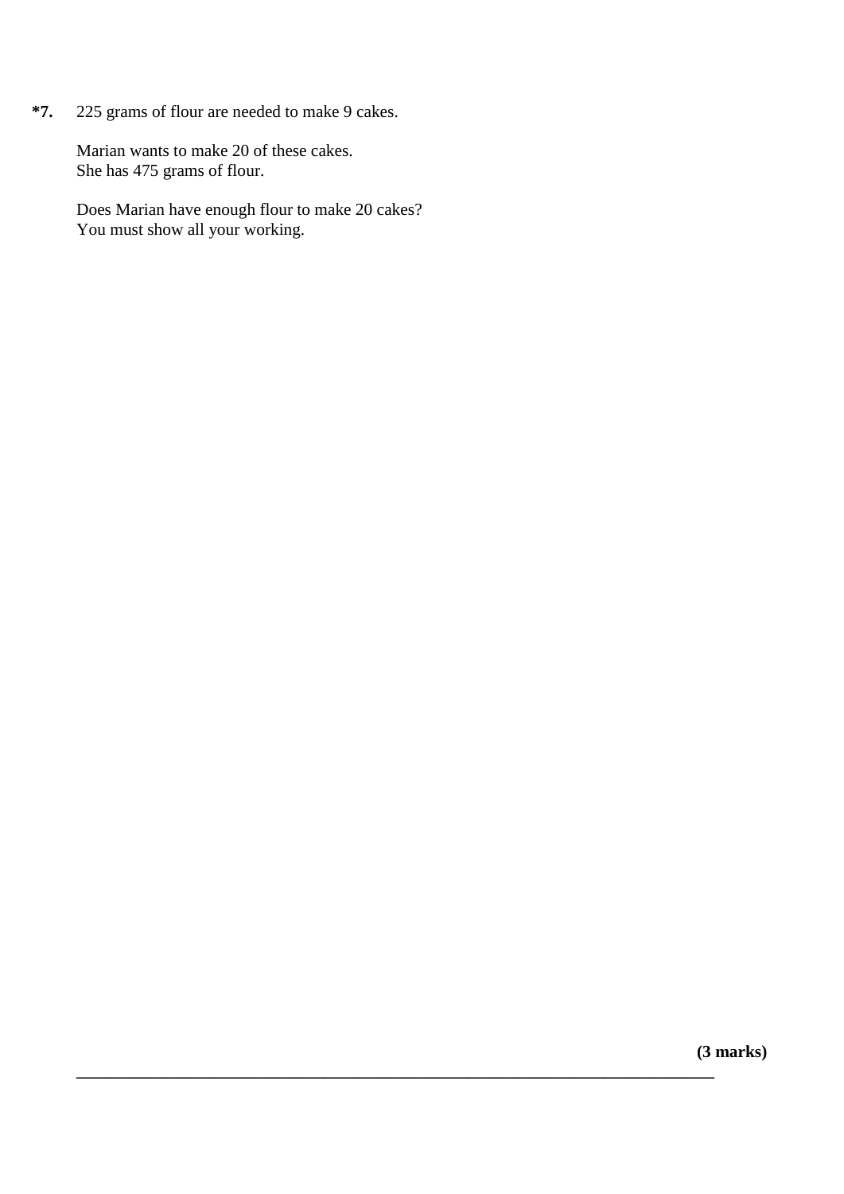**\*7.** 225 grams of flour are needed to make 9 cakes.

Marian wants to make 20 of these cakes.
She has 475 grams of flour.

Does Marian have enough flour to make 20 cakes?
You must show all your working.

**(3 marks)**